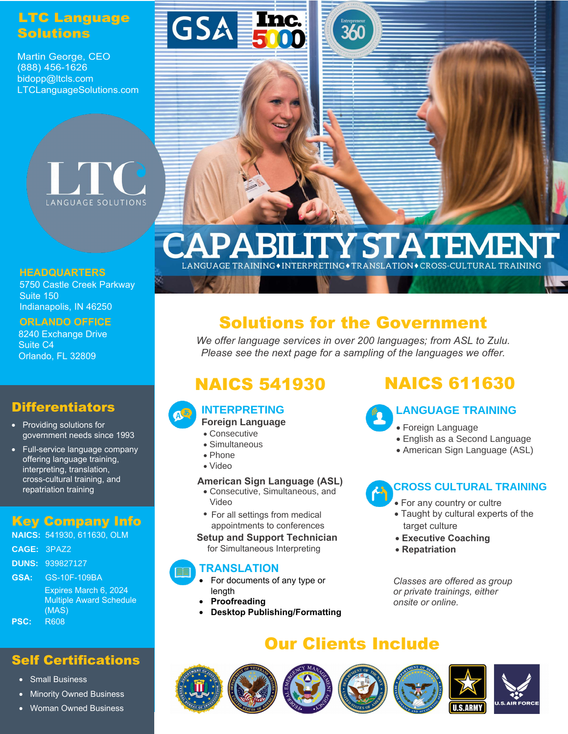# LTC Language Solutions

Martin George, CEO
(888) 456-1626
bidopp@ltcls.com
LTCLanguageSolutions.com

LTC LANGUAGE SOLUTIONS

**HEADQUARTERS**
5750 Castle Creek Parkway
Suite 150
Indianapolis, IN 46250

**ORLANDO OFFICE**
8240 Exchange Drive
Suite C4
Orlando, FL 32809

## Differentiators

- Providing solutions for government needs since 1993
- Full-service language company offering language training, interpreting, translation, cross-cultural training, and repatriation training

## Key Company Info

**NAICS:** 541930, 611630, OLM
**CAGE:** 3PAZ2
**DUNS:** 939827127
**GSA:** GS-10F-109BA
Expires March 6, 2024
Multiple Award Schedule (MAS)
**PSC:** R608

## Self Certifications

- Small Business
- Minority Owned Business
- Woman Owned Business

# CAPABILITY STATEMENT

LANGUAGE TRAINING ♦ INTERPRETING ♦ TRANSLATION ♦ CROSS-CULTURAL TRAINING

## Solutions for the Government

*We offer language services in over 200 languages; from ASL to Zulu. Please see the next page for a sampling of the languages we offer.*

## NAICS 541930

### INTERPRETING

**Foreign Language**
- Consecutive
- Simultaneous
- Phone
- Video

**American Sign Language (ASL)**
- Consecutive, Simultaneous, and Video
- For all settings from medical appointments to conferences

**Setup and Support Technician**
for Simultaneous Interpreting

### TRANSLATION

- For documents of any type or length
- **Proofreading**
- **Desktop Publishing/Formatting**

## NAICS 611630

### LANGUAGE TRAINING

- Foreign Language
- English as a Second Language
- American Sign Language (ASL)

### CROSS CULTURAL TRAINING

- For any country or cultre
- Taught by cultural experts of the target culture
- **Executive Coaching**
- **Repatriation**

*Classes are offered as group or private trainings, either onsite or online.*

## Our Clients Include

U.S. ARMY
U.S. AIR FORCE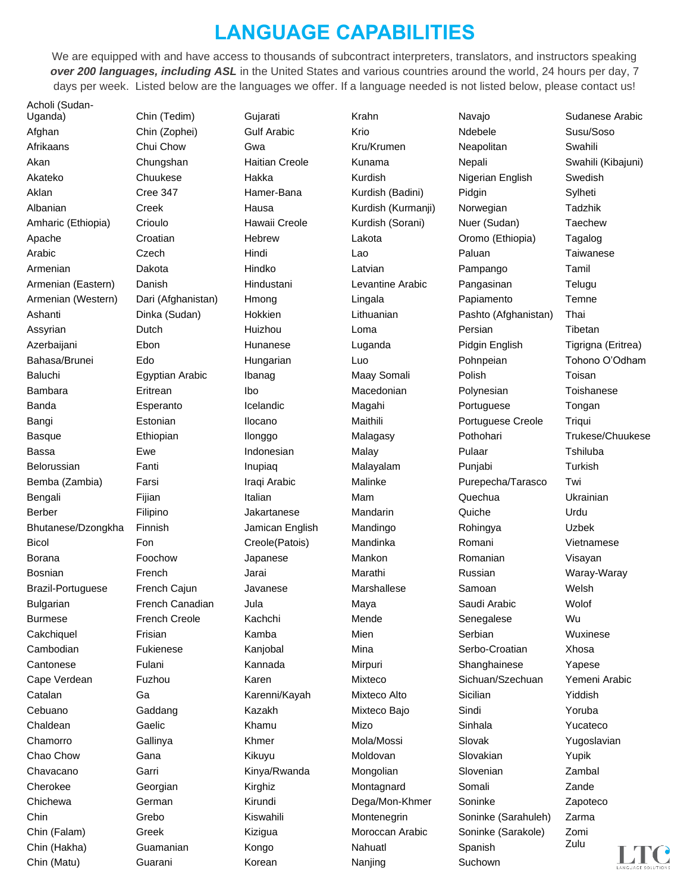# LANGUAGE CAPABILITIES

We are equipped with and have access to thousands of subcontract interpreters, translators, and instructors speaking ***over 200 languages, including ASL*** in the United States and various countries around the world, 24 hours per day, 7 days per week. Listed below are the languages we offer. If a language needed is not listed below, please contact us!

Acholi (Sudan-Uganda)
Afghan
Afrikaans
Akan
Akateko
Aklan
Albanian
Amharic (Ethiopia)
Apache
Arabic
Armenian
Armenian (Eastern)
Armenian (Western)
Ashanti
Assyrian
Azerbaijani
Bahasa/Brunei
Baluchi
Bambara
Banda
Bangi
Basque
Bassa
Belorussian
Bemba (Zambia)
Bengali
Berber
Bhutanese/Dzongkha
Bicol
Borana
Bosnian
Brazil-Portuguese
Bulgarian
Burmese
Cakchiquel
Cambodian
Cantonese
Cape Verdean
Catalan
Cebuano
Chaldean
Chamorro
Chao Chow
Chavacano
Cherokee
Chichewa
Chin
Chin (Falam)
Chin (Hakha)
Chin (Matu)
Chin (Tedim)
Chin (Zophei)
Chui Chow
Chungshan
Chuukese
Cree 347
Creek
Crioulo
Croatian
Czech
Dakota
Danish
Dari (Afghanistan)
Dinka (Sudan)
Dutch
Ebon
Edo
Egyptian Arabic
Eritrean
Esperanto
Estonian
Ethiopian
Ewe
Fanti
Farsi
Fijian
Filipino
Finnish
Fon
Foochow
French
French Cajun
French Canadian
French Creole
Frisian
Fukienese
Fulani
Fuzhou
Ga
Gaddang
Gaelic
Gallinya
Gana
Garri
Georgian
German
Grebo
Greek
Guamanian
Guarani
Gujarati
Gulf Arabic
Gwa
Haitian Creole
Hakka
Hamer-Bana
Hausa
Hawaii Creole
Hebrew
Hindi
Hindko
Hindustani
Hmong
Hokkien
Huizhou
Hunanese
Hungarian
Ibanag
Ibo
Icelandic
Ilocano
Ilonggo
Indonesian
Inupiaq
Iraqi Arabic
Italian
Jakartanese
Jamican English
Creole(Patois)
Japanese
Jarai
Javanese
Jula
Kachchi
Kamba
Kanjobal
Kannada
Karen
Karenni/Kayah
Kazakh
Khamu
Khmer
Kikuyu
Kinya/Rwanda
Kirghiz
Kirundi
Kiswahili
Kizigua
Kongo
Korean
Krahn
Krio
Kru/Krumen
Kunama
Kurdish
Kurdish (Badini)
Kurdish (Kurmanji)
Kurdish (Sorani)
Lakota
Lao
Latvian
Levantine Arabic
Lingala
Lithuanian
Loma
Luganda
Luo
Maay Somali
Macedonian
Magahi
Maithili
Malagasy
Malay
Malayalam
Malinke
Mam
Mandarin
Mandingo
Mandinka
Mankon
Marathi
Marshallese
Maya
Mende
Mien
Mina
Mirpuri
Mixteco
Mixteco Alto
Mixteco Bajo
Mizo
Mola/Mossi
Moldovan
Mongolian
Montagnard
Dega/Mon-Khmer
Montenegrin
Moroccan Arabic
Nahuatl
Nanjing
Navajo
Ndebele
Neapolitan
Nepali
Nigerian English
Pidgin
Norwegian
Nuer (Sudan)
Oromo (Ethiopia)
Paluan
Pampango
Pangasinan
Papiamento
Pashto (Afghanistan)
Persian
Pidgin English
Pohnpeian
Polish
Polynesian
Portuguese
Portuguese Creole
Pothohari
Pulaar
Punjabi
Purepecha/Tarasco
Quechua
Quiche
Rohingya
Romani
Romanian
Russian
Samoan
Saudi Arabic
Senegalese
Serbian
Serbo-Croatian
Shanghainese
Sichuan/Szechuan
Sicilian
Sindi
Sinhala
Slovak
Slovakian
Slovenian
Somali
Soninke
Soninke (Sarahuleh)
Soninke (Sarakole)
Spanish
Suchown
Sudanese Arabic
Susu/Soso
Swahili
Swahili (Kibajuni)
Swedish
Sylheti
Tadzhik
Taechew
Tagalog
Taiwanese
Tamil
Telugu
Temne
Thai
Tibetan
Tigrigna (Eritrea)
Tohono O'Odham
Toisan
Toishanese
Tongan
Triqui
Trukese/Chuukese
Tshiluba
Turkish
Twi
Ukrainian
Urdu
Uzbek
Vietnamese
Visayan
Waray-Waray
Welsh
Wolof
Wu
Wuxinese
Xhosa
Yapese
Yemeni Arabic
Yiddish
Yoruba
Yucateco
Yugoslavian
Yupik
Zambal
Zande
Zapoteco
Zarma
Zomi
Zulu

LTC LANGUAGE SOLUTIONS